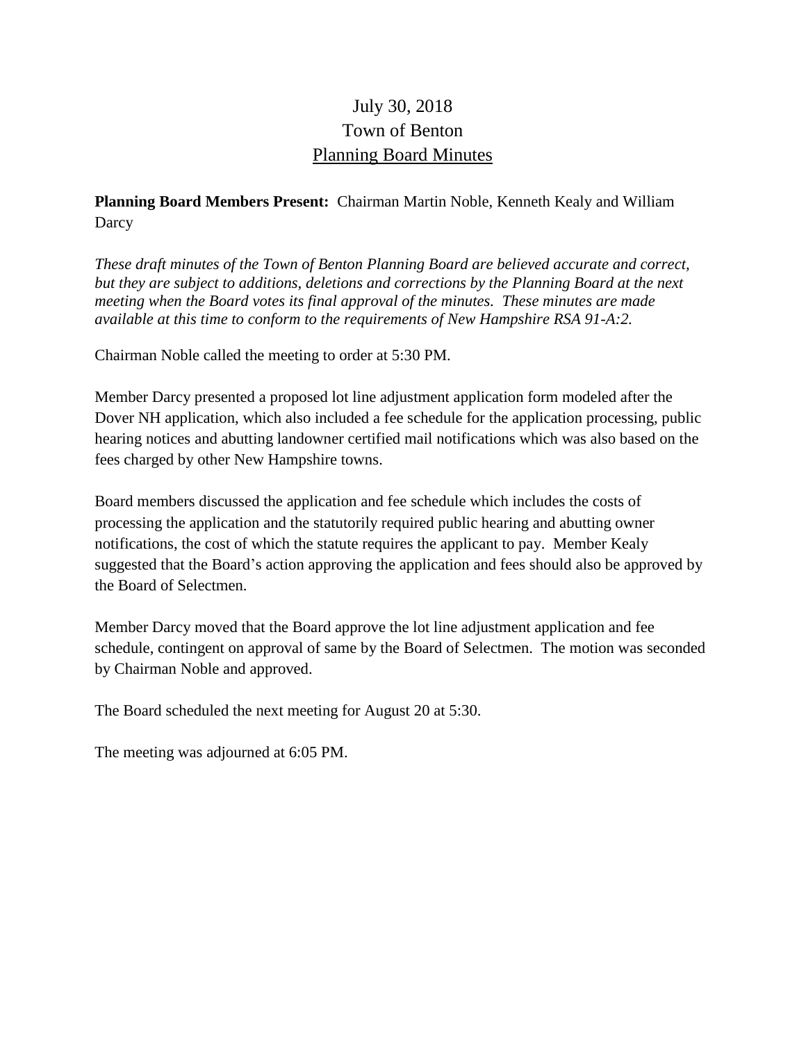# July 30, 2018
# Town of Benton
# Planning Board Minutes

**Planning Board Members Present:** Chairman Martin Noble, Kenneth Kealy and William Darcy

*These draft minutes of the Town of Benton Planning Board are believed accurate and correct, but they are subject to additions, deletions and corrections by the Planning Board at the next meeting when the Board votes its final approval of the minutes. These minutes are made available at this time to conform to the requirements of New Hampshire RSA 91-A:2.*

Chairman Noble called the meeting to order at 5:30 PM.

Member Darcy presented a proposed lot line adjustment application form modeled after the Dover NH application, which also included a fee schedule for the application processing, public hearing notices and abutting landowner certified mail notifications which was also based on the fees charged by other New Hampshire towns.

Board members discussed the application and fee schedule which includes the costs of processing the application and the statutorily required public hearing and abutting owner notifications, the cost of which the statute requires the applicant to pay. Member Kealy suggested that the Board's action approving the application and fees should also be approved by the Board of Selectmen.

Member Darcy moved that the Board approve the lot line adjustment application and fee schedule, contingent on approval of same by the Board of Selectmen. The motion was seconded by Chairman Noble and approved.

The Board scheduled the next meeting for August 20 at 5:30.

The meeting was adjourned at 6:05 PM.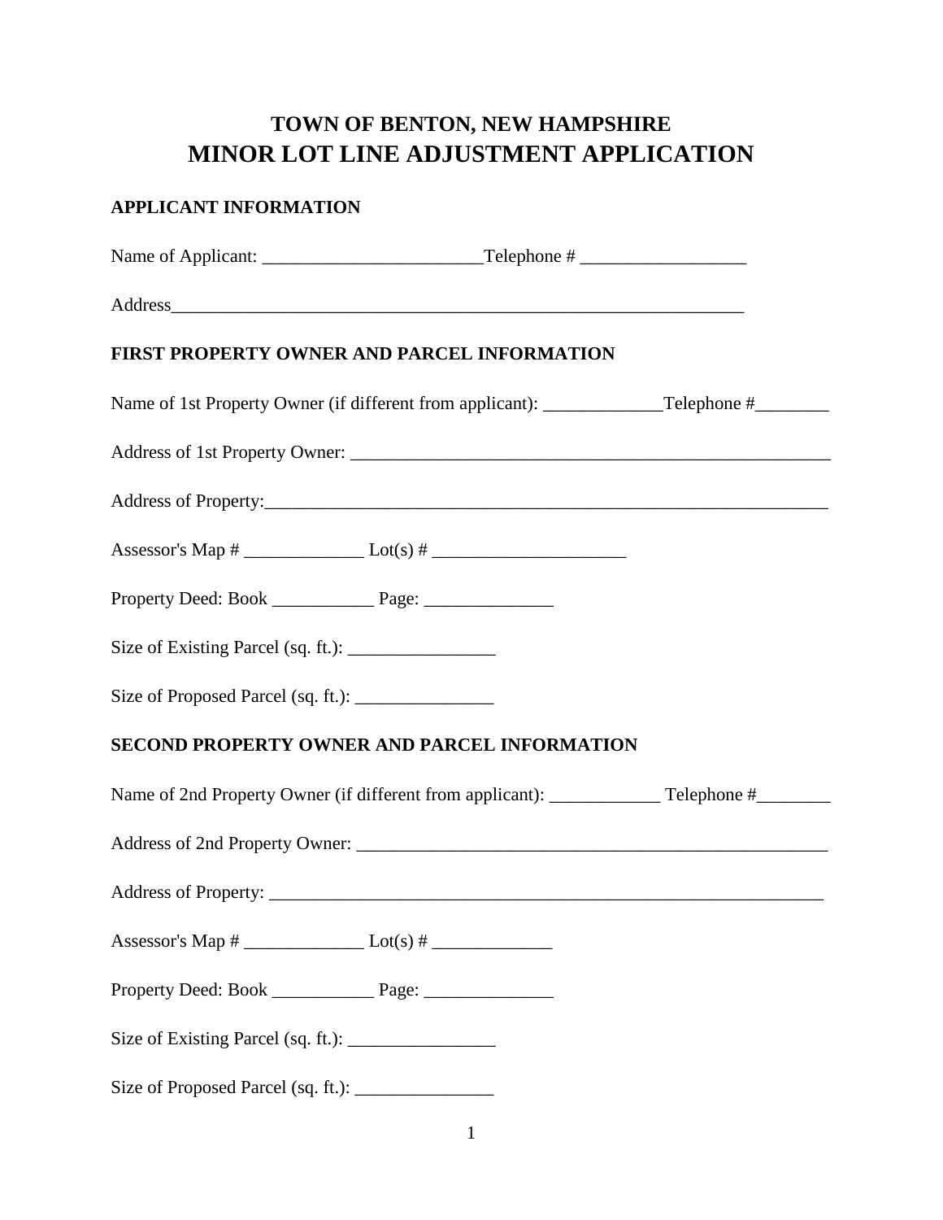# TOWN OF BENTON, NEW HAMPSHIRE
# MINOR LOT LINE ADJUSTMENT APPLICATION

## APPLICANT INFORMATION

Name of Applicant: ________________________Telephone # __________________

Address_________________________________________________________________

## FIRST PROPERTY OWNER AND PARCEL INFORMATION

Name of 1st Property Owner (if different from applicant): _____________Telephone #________

Address of 1st Property Owner: ______________________________________________________

Address of Property:_______________________________________________________________

Assessor's Map # _____________ Lot(s) # _____________________

Property Deed: Book ___________ Page: ______________

Size of Existing Parcel (sq. ft.): ________________

Size of Proposed Parcel (sq. ft.): _______________

## SECOND PROPERTY OWNER AND PARCEL INFORMATION

Name of 2nd Property Owner (if different from applicant): ____________ Telephone #________

Address of 2nd Property Owner: _____________________________________________________

Address of Property: ______________________________________________________________

Assessor's Map # _____________ Lot(s) # _____________

Property Deed: Book ___________ Page: ______________

Size of Existing Parcel (sq. ft.): ________________

Size of Proposed Parcel (sq. ft.): _______________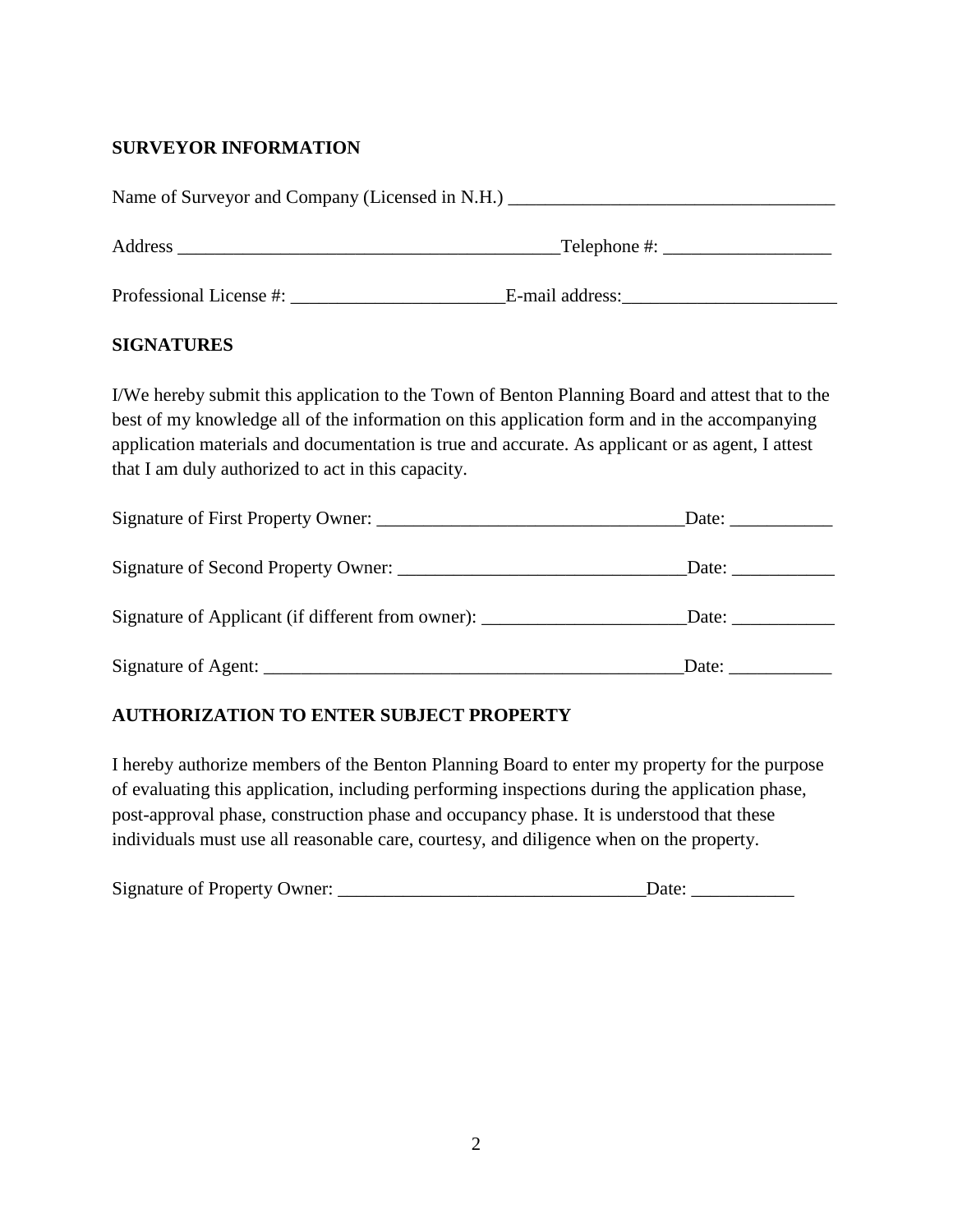**SURVEYOR INFORMATION**

Name of Surveyor and Company (Licensed in N.H.) ___________________________________

Address ________________________________________Telephone #: __________________

Professional License #: _______________________E-mail address:_______________________

**SIGNATURES**

I/We hereby submit this application to the Town of Benton Planning Board and attest that to the best of my knowledge all of the information on this application form and in the accompanying application materials and documentation is true and accurate. As applicant or as agent, I attest that I am duly authorized to act in this capacity.

Signature of First Property Owner: _________________________________Date: ___________

Signature of Second Property Owner: ______________________________Date: ___________

Signature of Applicant (if different from owner): _____________________Date: ___________

Signature of Agent: ____________________________________________Date: ___________

**AUTHORIZATION TO ENTER SUBJECT PROPERTY**

I hereby authorize members of the Benton Planning Board to enter my property for the purpose of evaluating this application, including performing inspections during the application phase, post-approval phase, construction phase and occupancy phase. It is understood that these individuals must use all reasonable care, courtesy, and diligence when on the property.

Signature of Property Owner: _________________________________Date: ___________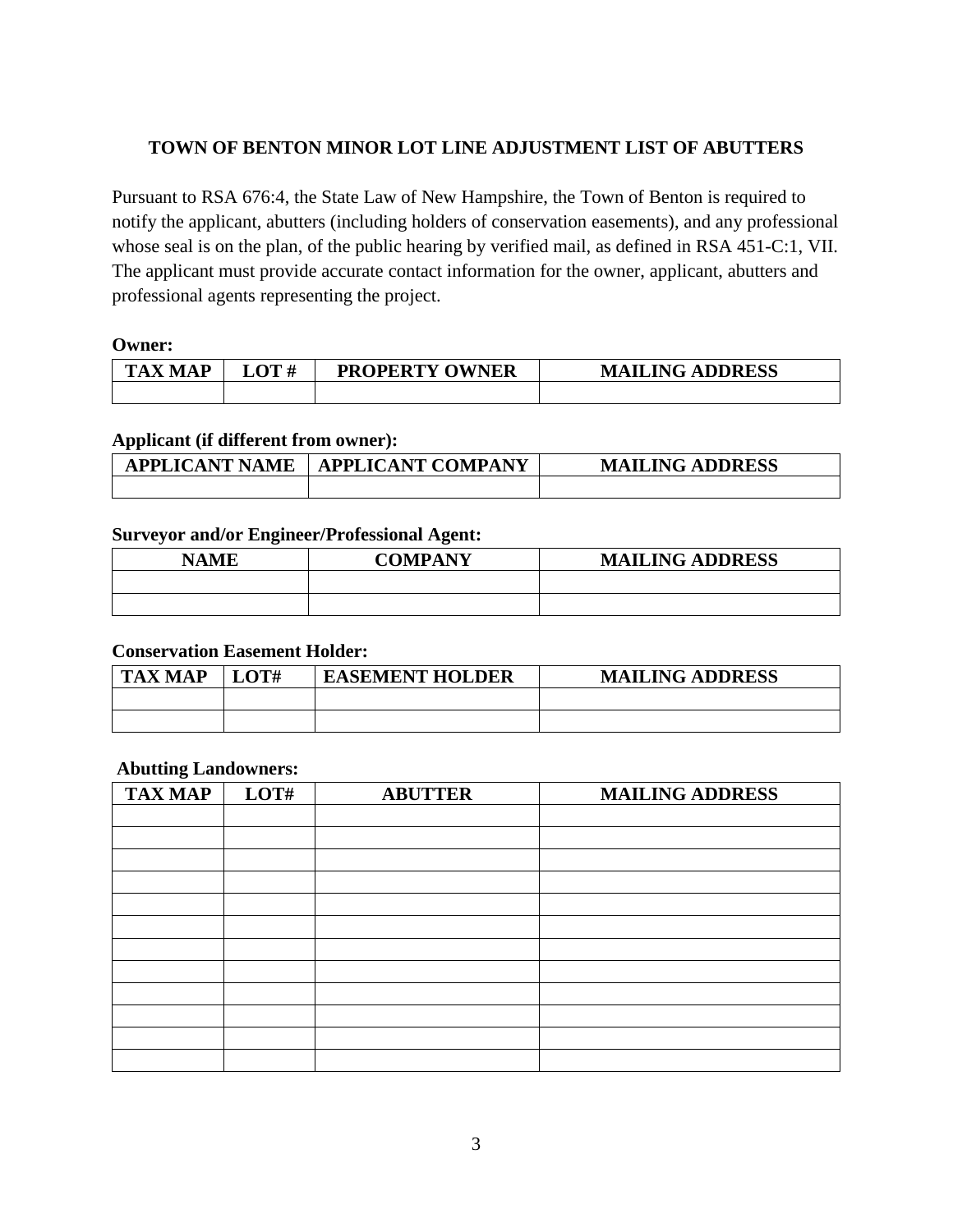## TOWN OF BENTON MINOR LOT LINE ADJUSTMENT LIST OF ABUTTERS

Pursuant to RSA 676:4, the State Law of New Hampshire, the Town of Benton is required to notify the applicant, abutters (including holders of conservation easements), and any professional whose seal is on the plan, of the public hearing by verified mail, as defined in RSA 451-C:1, VII. The applicant must provide accurate contact information for the owner, applicant, abutters and professional agents representing the project.

**Owner:**

| TAX MAP | LOT # | PROPERTY OWNER | MAILING ADDRESS |
|---|---|---|---|
| | | | |

**Applicant (if different from owner):**

| APPLICANT NAME | APPLICANT COMPANY | MAILING ADDRESS |
|---|---|---|
| | | |

**Surveyor and/or Engineer/Professional Agent:**

| NAME | COMPANY | MAILING ADDRESS |
|---|---|---|
| | | |
| | | |

**Conservation Easement Holder:**

| TAX MAP | LOT# | EASEMENT HOLDER | MAILING ADDRESS |
|---|---|---|---|
| | | | |
| | | | |

**Abutting Landowners:**

| TAX MAP | LOT# | ABUTTER | MAILING ADDRESS |
|---|---|---|---|
| | | | |
| | | | |
| | | | |
| | | | |
| | | | |
| | | | |
| | | | |
| | | | |
| | | | |
| | | | |
| | | | |
| | | | |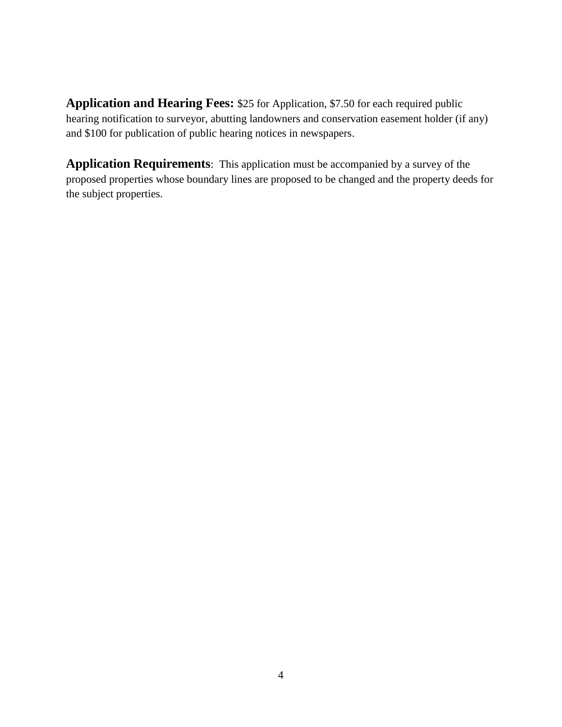**Application and Hearing Fees:** $25 for Application, $7.50 for each required public hearing notification to surveyor, abutting landowners and conservation easement holder (if any) and $100 for publication of public hearing notices in newspapers.

**Application Requirements**: This application must be accompanied by a survey of the proposed properties whose boundary lines are proposed to be changed and the property deeds for the subject properties.